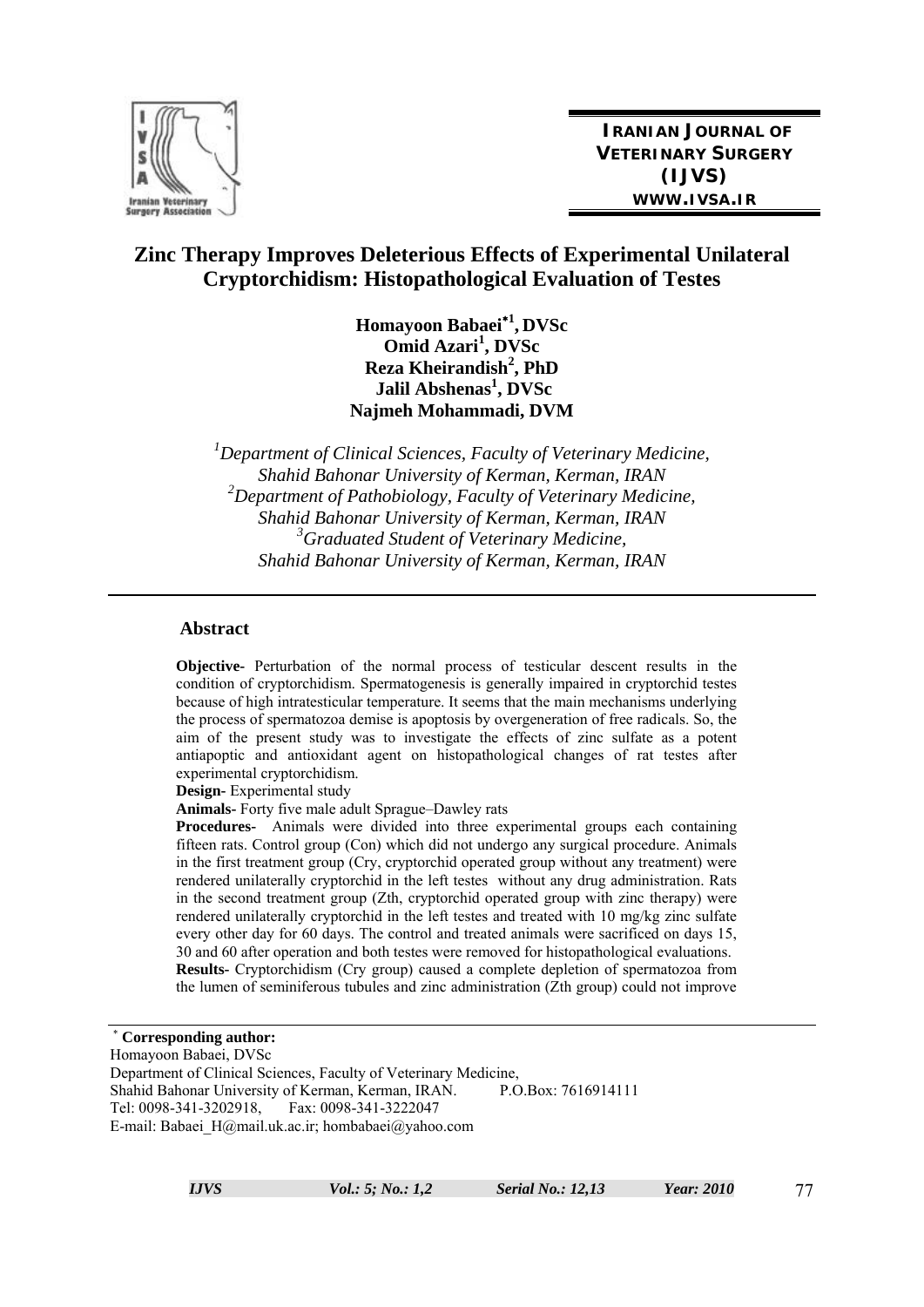**IRANIAN JOURNAL OF VETERINARY SURGERY (IJVS)**
**WWW.IVSA.IR**

# Zinc Therapy Improves Deleterious Effects of Experimental Unilateral Cryptorchidism: Histopathological Evaluation of Testes

**Homayoon Babaei*[1], DVSc**
**Omid Azari[1], DVSc**
**Reza Kheirandish[2], PhD**
**Jalil Abshenas[1], DVSc**
**Najmeh Mohammadi, DVM**

*[1]Department of Clinical Sciences, Faculty of Veterinary Medicine, Shahid Bahonar University of Kerman, Kerman, IRAN*
*[2]Department of Pathobiology, Faculty of Veterinary Medicine, Shahid Bahonar University of Kerman, Kerman, IRAN*
*[3]Graduated Student of Veterinary Medicine, Shahid Bahonar University of Kerman, Kerman, IRAN*

## Abstract

**Objective-** Perturbation of the normal process of testicular descent results in the condition of cryptorchidism. Spermatogenesis is generally impaired in cryptorchid testes because of high intratesticular temperature. It seems that the main mechanisms underlying the process of spermatozoa demise is apoptosis by overgeneration of free radicals. So, the aim of the present study was to investigate the effects of zinc sulfate as a potent antiapoptic and antioxidant agent on histopathological changes of rat testes after experimental cryptorchidism.

**Design-** Experimental study

**Animals-** Forty five male adult Sprague–Dawley rats

**Procedures-** Animals were divided into three experimental groups each containing fifteen rats. Control group (Con) which did not undergo any surgical procedure. Animals in the first treatment group (Cry, cryptorchid operated group without any treatment) were rendered unilaterally cryptorchid in the left testes without any drug administration. Rats in the second treatment group (Zth, cryptorchid operated group with zinc therapy) were rendered unilaterally cryptorchid in the left testes and treated with 10 mg/kg zinc sulfate every other day for 60 days. The control and treated animals were sacrificed on days 15, 30 and 60 after operation and both testes were removed for histopathological evaluations.

**Results-** Cryptorchidism (Cry group) caused a complete depletion of spermatozoa from the lumen of seminiferous tubules and zinc administration (Zth group) could not improve

---

* **Corresponding author:**
Homayoon Babaei, DVSc
Department of Clinical Sciences, Faculty of Veterinary Medicine,
Shahid Bahonar University of Kerman, Kerman, IRAN. P.O.Box: 7616914111
Tel: 0098-341-3202918, Fax: 0098-341-3222047
E-mail: Babaei_H@mail.uk.ac.ir; hombabaei@yahoo.com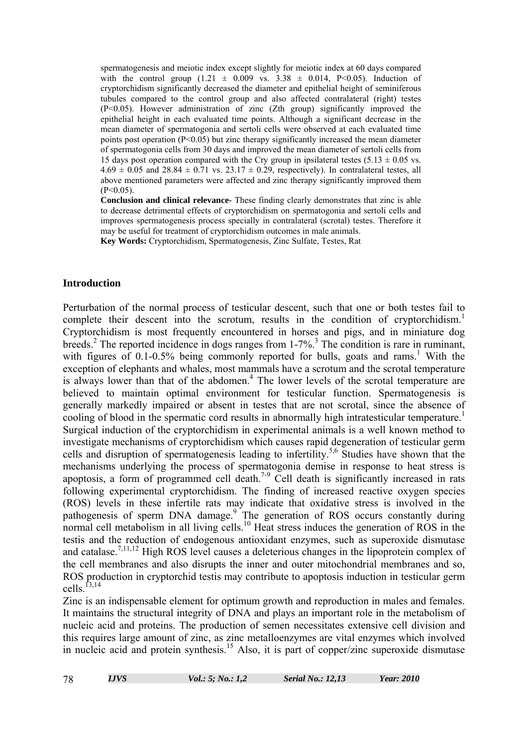spermatogenesis and meiotic index except slightly for meiotic index at 60 days compared with the control group ($1.21 \pm 0.009$ vs. $3.38 \pm 0.014$, $P<0.05$). Induction of cryptorchidism significantly decreased the diameter and epithelial height of seminiferous tubules compared to the control group and also affected contralateral (right) testes ($P<0.05$). However administration of zinc (Zth group) significantly improved the epithelial height in each evaluated time points. Although a significant decrease in the mean diameter of spermatogonia and sertoli cells were observed at each evaluated time points post operation ($P<0.05$) but zinc therapy significantly increased the mean diameter of spermatogonia cells from 30 days and improved the mean diameter of sertoli cells from 15 days post operation compared with the Cry group in ipsilateral testes ($5.13 \pm 0.05$ vs. $4.69 \pm 0.05$ and $28.84 \pm 0.71$ vs. $23.17 \pm 0.29$, respectively). In contralateral testes, all above mentioned parameters were affected and zinc therapy significantly improved them ($P<0.05$).

**Conclusion and clinical relevance-** These finding clearly demonstrates that zinc is able to decrease detrimental effects of cryptorchidism on spermatogonia and sertoli cells and improves spermatogenesis process specially in contralateral (scrotal) testes. Therefore it may be useful for treatment of cryptorchidism outcomes in male animals.

**Key Words:** Cryptorchidism, Spermatogenesis, Zinc Sulfate, Testes, Rat

## Introduction

Perturbation of the normal process of testicular descent, such that one or both testes fail to complete their descent into the scrotum, results in the condition of cryptorchidism.[1] Cryptorchidism is most frequently encountered in horses and pigs, and in miniature dog breeds.[2] The reported incidence in dogs ranges from 1-7%.[3] The condition is rare in ruminant, with figures of 0.1-0.5% being commonly reported for bulls, goats and rams.[1] With the exception of elephants and whales, most mammals have a scrotum and the scrotal temperature is always lower than that of the abdomen.[4] The lower levels of the scrotal temperature are believed to maintain optimal environment for testicular function. Spermatogenesis is generally markedly impaired or absent in testes that are not scrotal, since the absence of cooling of blood in the spermatic cord results in abnormally high intratesticular temperature.[1] Surgical induction of the cryptorchidism in experimental animals is a well known method to investigate mechanisms of cryptorchidism which causes rapid degeneration of testicular germ cells and disruption of spermatogenesis leading to infertility.[5,6] Studies have shown that the mechanisms underlying the process of spermatogonia demise in response to heat stress is apoptosis, a form of programmed cell death.[7-9] Cell death is significantly increased in rats following experimental cryptorchidism. The finding of increased reactive oxygen species (ROS) levels in these infertile rats may indicate that oxidative stress is involved in the pathogenesis of sperm DNA damage.[9] The generation of ROS occurs constantly during normal cell metabolism in all living cells.[10] Heat stress induces the generation of ROS in the testis and the reduction of endogenous antioxidant enzymes, such as superoxide dismutase and catalase.[7,11,12] High ROS level causes a deleterious changes in the lipoprotein complex of the cell membranes and also disrupts the inner and outer mitochondrial membranes and so, ROS production in cryptorchid testis may contribute to apoptosis induction in testicular germ cells.[13,14]

Zinc is an indispensable element for optimum growth and reproduction in males and females. It maintains the structural integrity of DNA and plays an important role in the metabolism of nucleic acid and proteins. The production of semen necessitates extensive cell division and this requires large amount of zinc, as zinc metalloenzymes are vital enzymes which involved in nucleic acid and protein synthesis.[15] Also, it is part of copper/zinc superoxide dismutase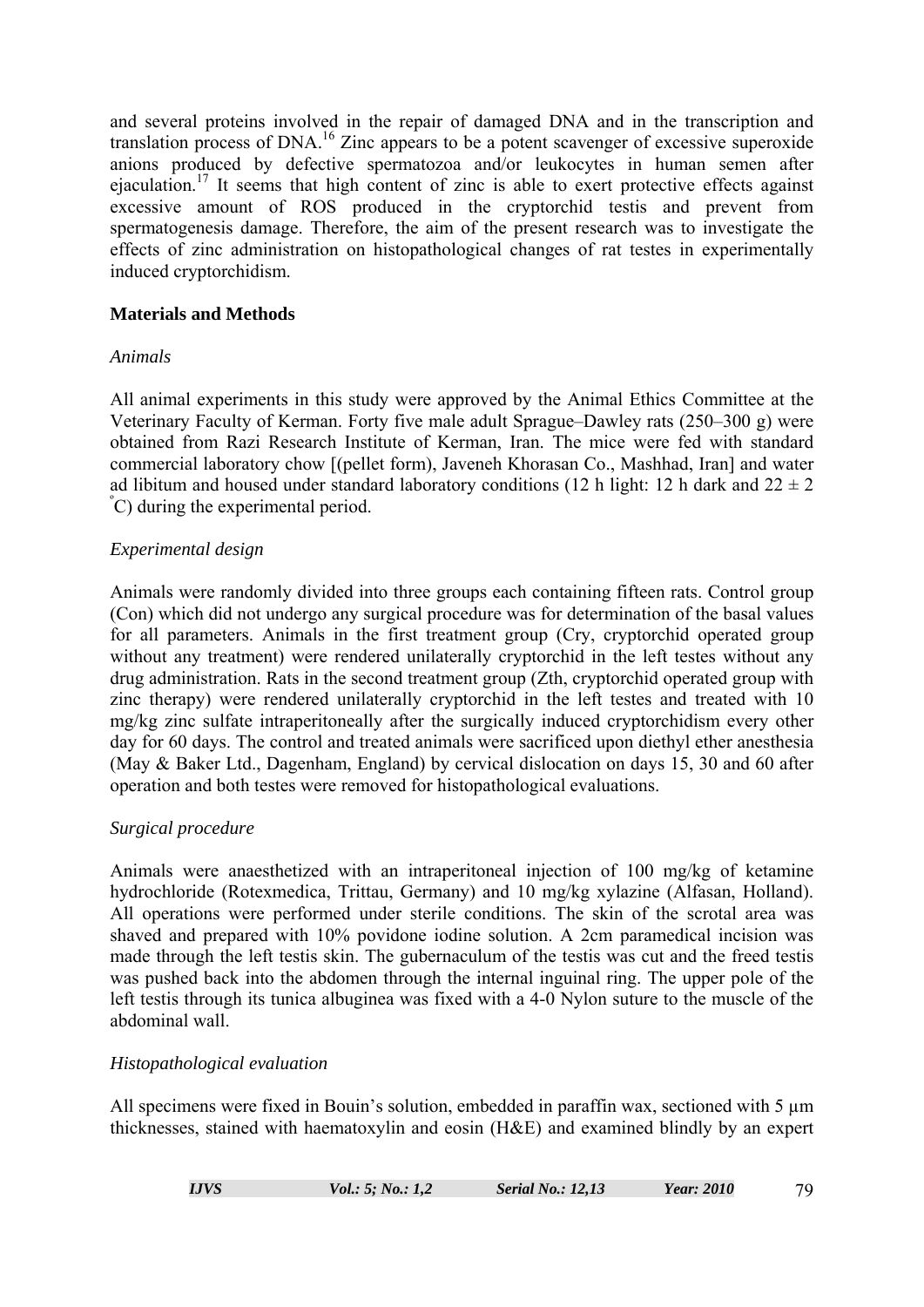and several proteins involved in the repair of damaged DNA and in the transcription and translation process of DNA.[16] Zinc appears to be a potent scavenger of excessive superoxide anions produced by defective spermatozoa and/or leukocytes in human semen after ejaculation.[17] It seems that high content of zinc is able to exert protective effects against excessive amount of ROS produced in the cryptorchid testis and prevent from spermatogenesis damage. Therefore, the aim of the present research was to investigate the effects of zinc administration on histopathological changes of rat testes in experimentally induced cryptorchidism.

## Materials and Methods

### *Animals*

All animal experiments in this study were approved by the Animal Ethics Committee at the Veterinary Faculty of Kerman. Forty five male adult Sprague–Dawley rats (250–300 g) were obtained from Razi Research Institute of Kerman, Iran. The mice were fed with standard commercial laboratory chow [(pellet form), Javeneh Khorasan Co., Mashhad, Iran] and water ad libitum and housed under standard laboratory conditions (12 h light: 12 h dark and $22 \pm 2$ $^{\circ}$C) during the experimental period.

### *Experimental design*

Animals were randomly divided into three groups each containing fifteen rats. Control group (Con) which did not undergo any surgical procedure was for determination of the basal values for all parameters. Animals in the first treatment group (Cry, cryptorchid operated group without any treatment) were rendered unilaterally cryptorchid in the left testes without any drug administration. Rats in the second treatment group (Zth, cryptorchid operated group with zinc therapy) were rendered unilaterally cryptorchid in the left testes and treated with 10 mg/kg zinc sulfate intraperitoneally after the surgically induced cryptorchidism every other day for 60 days. The control and treated animals were sacrificed upon diethyl ether anesthesia (May & Baker Ltd., Dagenham, England) by cervical dislocation on days 15, 30 and 60 after operation and both testes were removed for histopathological evaluations.

### *Surgical procedure*

Animals were anaesthetized with an intraperitoneal injection of 100 mg/kg of ketamine hydrochloride (Rotexmedica, Trittau, Germany) and 10 mg/kg xylazine (Alfasan, Holland). All operations were performed under sterile conditions. The skin of the scrotal area was shaved and prepared with 10% povidone iodine solution. A 2cm paramedical incision was made through the left testis skin. The gubernaculum of the testis was cut and the freed testis was pushed back into the abdomen through the internal inguinal ring. The upper pole of the left testis through its tunica albuginea was fixed with a 4-0 Nylon suture to the muscle of the abdominal wall.

### *Histopathological evaluation*

All specimens were fixed in Bouin's solution, embedded in paraffin wax, sectioned with 5 µm thicknesses, stained with haematoxylin and eosin (H&E) and examined blindly by an expert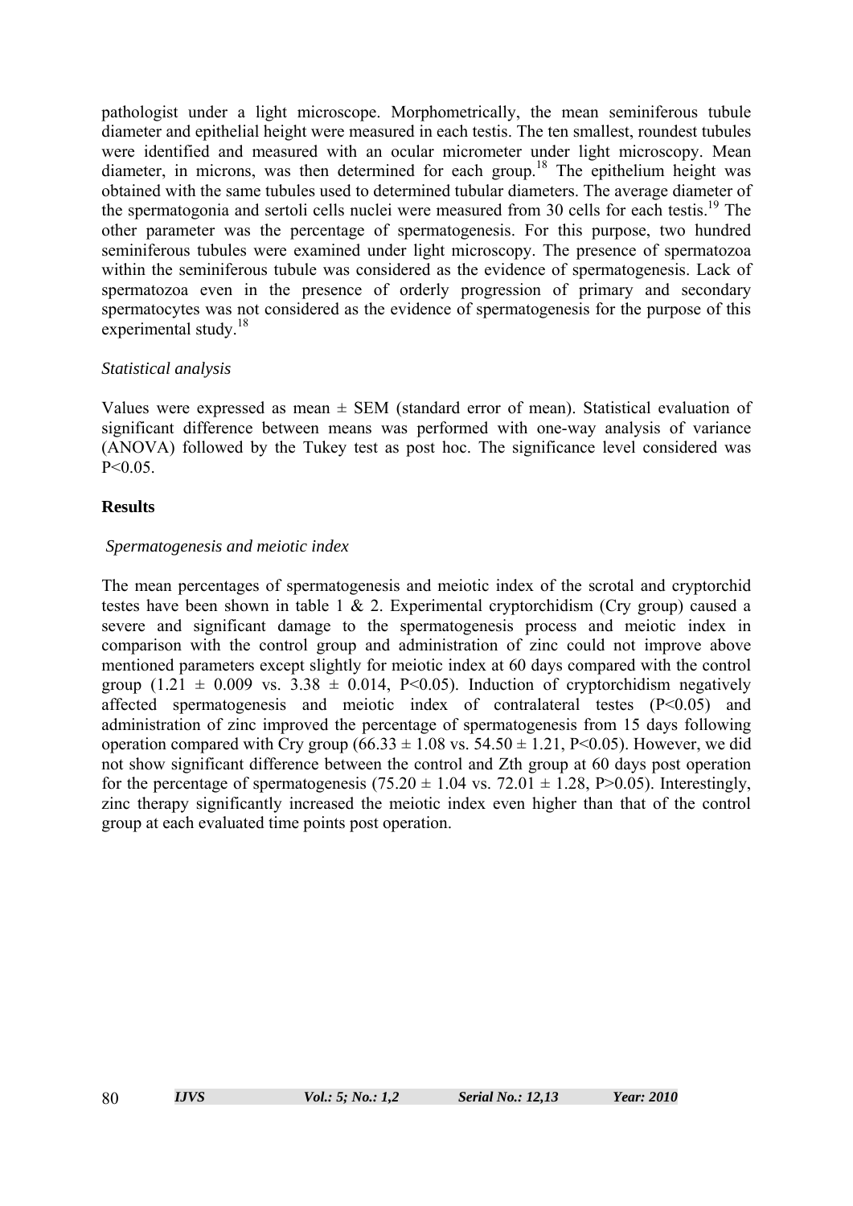pathologist under a light microscope. Morphometrically, the mean seminiferous tubule diameter and epithelial height were measured in each testis. The ten smallest, roundest tubules were identified and measured with an ocular micrometer under light microscopy. Mean diameter, in microns, was then determined for each group.[18] The epithelium height was obtained with the same tubules used to determined tubular diameters. The average diameter of the spermatogonia and sertoli cells nuclei were measured from 30 cells for each testis.[19] The other parameter was the percentage of spermatogenesis. For this purpose, two hundred seminiferous tubules were examined under light microscopy. The presence of spermatozoa within the seminiferous tubule was considered as the evidence of spermatogenesis. Lack of spermatozoa even in the presence of orderly progression of primary and secondary spermatocytes was not considered as the evidence of spermatogenesis for the purpose of this experimental study.[18]

*Statistical analysis*

Values were expressed as mean ± SEM (standard error of mean). Statistical evaluation of significant difference between means was performed with one-way analysis of variance (ANOVA) followed by the Tukey test as post hoc. The significance level considered was $P<0.05$.

## Results

*Spermatogenesis and meiotic index*

The mean percentages of spermatogenesis and meiotic index of the scrotal and cryptorchid testes have been shown in table 1 & 2. Experimental cryptorchidism (Cry group) caused a severe and significant damage to the spermatogenesis process and meiotic index in comparison with the control group and administration of zinc could not improve above mentioned parameters except slightly for meiotic index at 60 days compared with the control group ($1.21 \pm 0.009$ vs. $3.38 \pm 0.014$, $P<0.05$). Induction of cryptorchidism negatively affected spermatogenesis and meiotic index of contralateral testes ($P<0.05$) and administration of zinc improved the percentage of spermatogenesis from 15 days following operation compared with Cry group ($66.33 \pm 1.08$ vs. $54.50 \pm 1.21$, $P<0.05$). However, we did not show significant difference between the control and Zth group at 60 days post operation for the percentage of spermatogenesis ($75.20 \pm 1.04$ vs. $72.01 \pm 1.28$, $P>0.05$). Interestingly, zinc therapy significantly increased the meiotic index even higher than that of the control group at each evaluated time points post operation.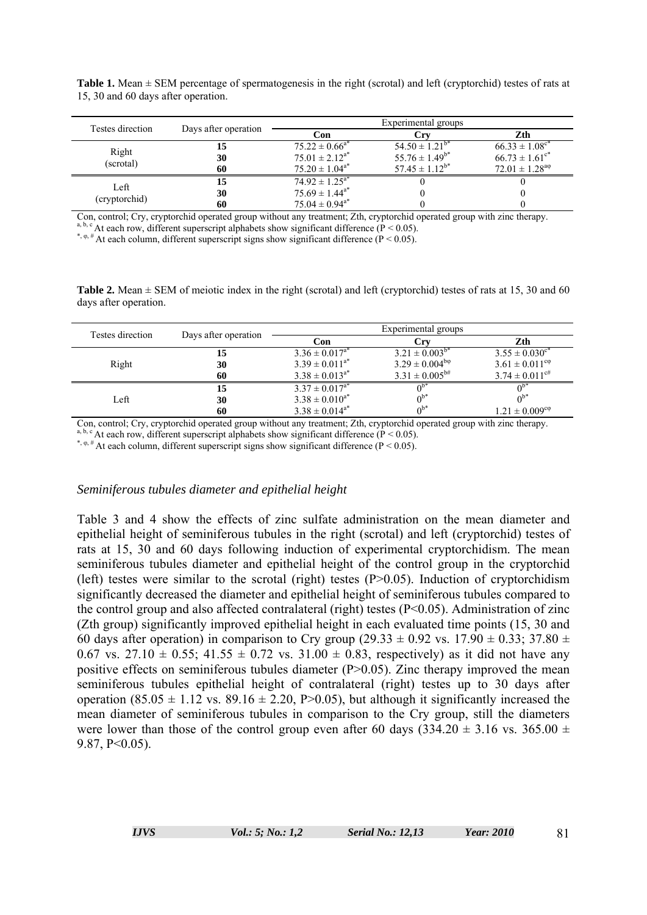**Table 1.** Mean ± SEM percentage of spermatogenesis in the right (scrotal) and left (cryptorchid) testes of rats at 15, 30 and 60 days after operation.

| Testes direction | Days after operation | Experimental groups | | |
|---|---|---|---|---|
| | | **Con** | **Cry** | **Zth** |
| Right (scrotal) | **15** | $75.22 \pm 0.66^{a*}$ | $54.50 \pm 1.21^{b*}$ | $66.33 \pm 1.08^{c*}$ |
| | **30** | $75.01 \pm 2.12^{a*}$ | $55.76 \pm 1.49^{b*}$ | $66.73 \pm 1.61^{c*}$ |
| | **60** | $75.20 \pm 1.04^{a*}$ | $57.45 \pm 1.12^{b*}$ | $72.01 \pm 1.28^{a\varphi}$ |
| Left (cryptorchid) | **15** | $74.92 \pm 1.25^{a*}$ | 0 | 0 |
| | **30** | $75.69 \pm 1.44^{a*}$ | 0 | 0 |
| | **60** | $75.04 \pm 0.94^{a*}$ | 0 | 0 |

Con, control; Cry, cryptorchid operated group without any treatment; Zth, cryptorchid operated group with zinc therapy.
a, b, c At each row, different superscript alphabets show significant difference ($P < 0.05$).
*, φ, # At each column, different superscript signs show significant difference ($P < 0.05$).

**Table 2.** Mean ± SEM of meiotic index in the right (scrotal) and left (cryptorchid) testes of rats at 15, 30 and 60 days after operation.

| Testes direction | Days after operation | Experimental groups | | |
|---|---|---|---|---|
| | | **Con** | **Cry** | **Zth** |
| Right | **15** | $3.36 \pm 0.017^{a*}$ | $3.21 \pm 0.003^{b*}$ | $3.55 \pm 0.030^{c*}$ |
| | **30** | $3.39 \pm 0.011^{a*}$ | $3.29 \pm 0.004^{b\varphi}$ | $3.61 \pm 0.011^{c\varphi}$ |
| | **60** | $3.38 \pm 0.013^{a*}$ | $3.31 \pm 0.005^{b\#}$ | $3.74 \pm 0.011^{c\#}$ |
| Left | **15** | $3.37 \pm 0.017^{a*}$ | $0^{b*}$ | $0^{b*}$ |
| | **30** | $3.38 \pm 0.010^{a*}$ | $0^{b*}$ | $0^{b*}$ |
| | **60** | $3.38 \pm 0.014^{a*}$ | $0^{b*}$ | $1.21 \pm 0.009^{c\varphi}$ |

Con, control; Cry, cryptorchid operated group without any treatment; Zth, cryptorchid operated group with zinc therapy.
a, b, c At each row, different superscript alphabets show significant difference ($P < 0.05$).
*, φ, # At each column, different superscript signs show significant difference ($P < 0.05$).

### *Seminiferous tubules diameter and epithelial height*

Table 3 and 4 show the effects of zinc sulfate administration on the mean diameter and epithelial height of seminiferous tubules in the right (scrotal) and left (cryptorchid) testes of rats at 15, 30 and 60 days following induction of experimental cryptorchidism. The mean seminiferous tubules diameter and epithelial height of the control group in the cryptorchid (left) testes were similar to the scrotal (right) testes ($P>0.05$). Induction of cryptorchidism significantly decreased the diameter and epithelial height of seminiferous tubules compared to the control group and also affected contralateral (right) testes ($P<0.05$). Administration of zinc (Zth group) significantly improved epithelial height in each evaluated time points (15, 30 and 60 days after operation) in comparison to Cry group ($29.33 \pm 0.92$ vs. $17.90 \pm 0.33$; $37.80 \pm 0.67$ vs. $27.10 \pm 0.55$; $41.55 \pm 0.72$ vs. $31.00 \pm 0.83$, respectively) as it did not have any positive effects on seminiferous tubules diameter ($P>0.05$). Zinc therapy improved the mean seminiferous tubules epithelial height of contralateral (right) testes up to 30 days after operation ($85.05 \pm 1.12$ vs. $89.16 \pm 2.20$, $P>0.05$), but although it significantly increased the mean diameter of seminiferous tubules in comparison to the Cry group, still the diameters were lower than those of the control group even after 60 days ($334.20 \pm 3.16$ vs. $365.00 \pm 9.87$, $P<0.05$).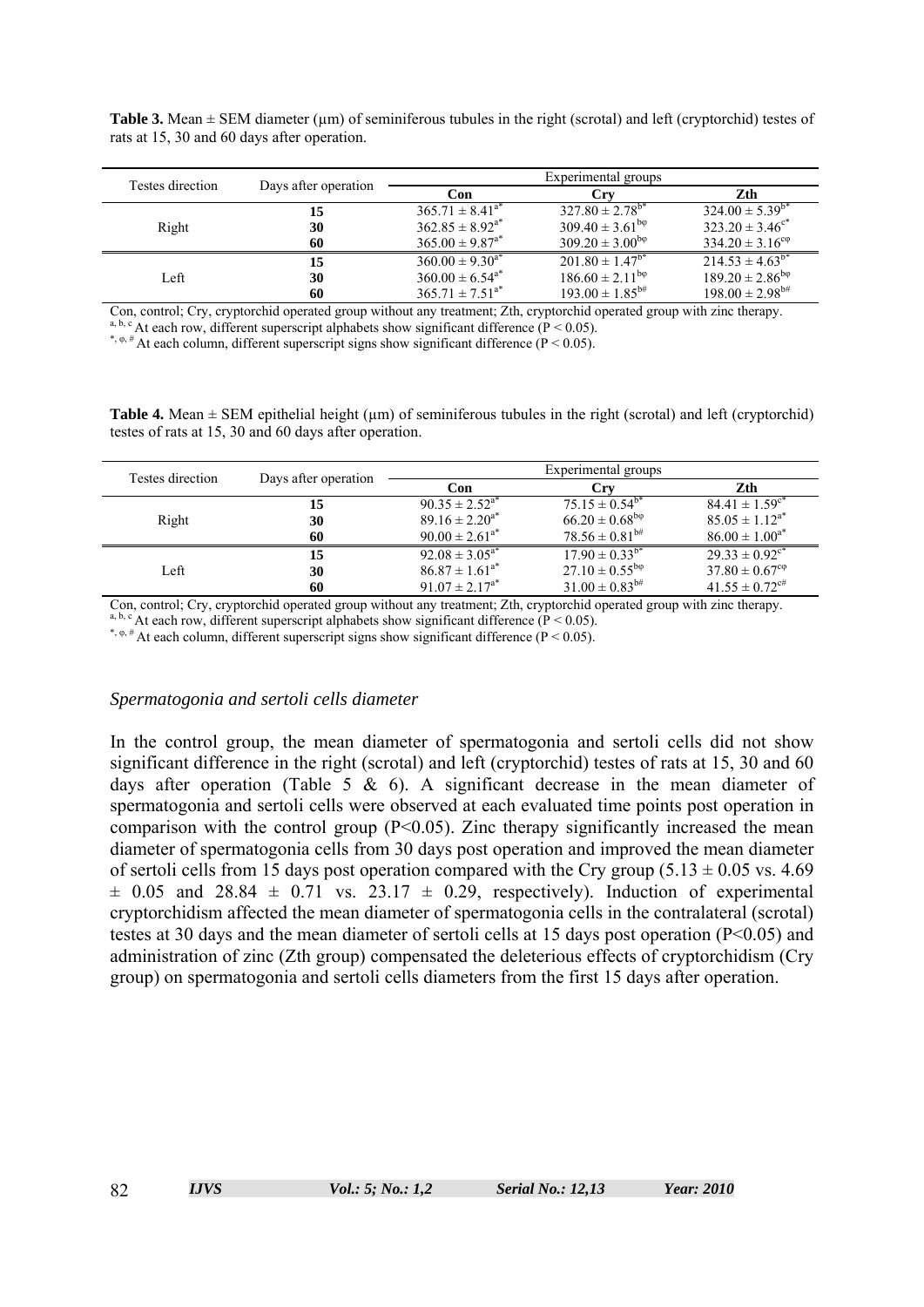**Table 3.** Mean ± SEM diameter (μm) of seminiferous tubules in the right (scrotal) and left (cryptorchid) testes of rats at 15, 30 and 60 days after operation.

| Testes direction | Days after operation | Experimental groups | | |
|---|---|---|---|---|
| | | **Con** | **Cry** | **Zth** |
| Right | **15** | $365.71 \pm 8.41^{a*}$ | $327.80 \pm 2.78^{b*}$ | $324.00 \pm 5.39^{b*}$ |
| | **30** | $362.85 \pm 8.92^{a*}$ | $309.40 \pm 3.61^{b\varphi}$ | $323.20 \pm 3.46^{c*}$ |
| | **60** | $365.00 \pm 9.87^{a*}$ | $309.20 \pm 3.00^{b\varphi}$ | $334.20 \pm 3.16^{c\varphi}$ |
| Left | **15** | $360.00 \pm 9.30^{a*}$ | $201.80 \pm 1.47^{b*}$ | $214.53 \pm 4.63^{b*}$ |
| | **30** | $360.00 \pm 6.54^{a*}$ | $186.60 \pm 2.11^{b\varphi}$ | $189.20 \pm 2.86^{b\varphi}$ |
| | **60** | $365.71 \pm 7.51^{a*}$ | $193.00 \pm 1.85^{b\#}$ | $198.00 \pm 2.98^{b\#}$ |

Con, control; Cry, cryptorchid operated group without any treatment; Zth, cryptorchid operated group with zinc therapy.
a, b, c At each row, different superscript alphabets show significant difference (P < 0.05).
*, φ, # At each column, different superscript signs show significant difference (P < 0.05).

**Table 4.** Mean ± SEM epithelial height (μm) of seminiferous tubules in the right (scrotal) and left (cryptorchid) testes of rats at 15, 30 and 60 days after operation.

| Testes direction | Days after operation | Experimental groups | | |
|---|---|---|---|---|
| | | **Con** | **Cry** | **Zth** |
| Right | **15** | $90.35 \pm 2.52^{a*}$ | $75.15 \pm 0.54^{b*}$ | $84.41 \pm 1.59^{c*}$ |
| | **30** | $89.16 \pm 2.20^{a*}$ | $66.20 \pm 0.68^{b\varphi}$ | $85.05 \pm 1.12^{a*}$ |
| | **60** | $90.00 \pm 2.61^{a*}$ | $78.56 \pm 0.81^{b\#}$ | $86.00 \pm 1.00^{a*}$ |
| Left | **15** | $92.08 \pm 3.05^{a*}$ | $17.90 \pm 0.33^{b*}$ | $29.33 \pm 0.92^{c*}$ |
| | **30** | $86.87 \pm 1.61^{a*}$ | $27.10 \pm 0.55^{b\varphi}$ | $37.80 \pm 0.67^{c\varphi}$ |
| | **60** | $91.07 \pm 2.17^{a*}$ | $31.00 \pm 0.83^{b\#}$ | $41.55 \pm 0.72^{c\#}$ |

Con, control; Cry, cryptorchid operated group without any treatment; Zth, cryptorchid operated group with zinc therapy.
a, b, c At each row, different superscript alphabets show significant difference (P < 0.05).
*, φ, # At each column, different superscript signs show significant difference (P < 0.05).

### *Spermatogonia and sertoli cells diameter*

In the control group, the mean diameter of spermatogonia and sertoli cells did not show significant difference in the right (scrotal) and left (cryptorchid) testes of rats at 15, 30 and 60 days after operation (Table 5 & 6). A significant decrease in the mean diameter of spermatogonia and sertoli cells were observed at each evaluated time points post operation in comparison with the control group (P<0.05). Zinc therapy significantly increased the mean diameter of spermatogonia cells from 30 days post operation and improved the mean diameter of sertoli cells from 15 days post operation compared with the Cry group (5.13 ± 0.05 vs. 4.69 ± 0.05 and 28.84 ± 0.71 vs. 23.17 ± 0.29, respectively). Induction of experimental cryptorchidism affected the mean diameter of spermatogonia cells in the contralateral (scrotal) testes at 30 days and the mean diameter of sertoli cells at 15 days post operation (P<0.05) and administration of zinc (Zth group) compensated the deleterious effects of cryptorchidism (Cry group) on spermatogonia and sertoli cells diameters from the first 15 days after operation.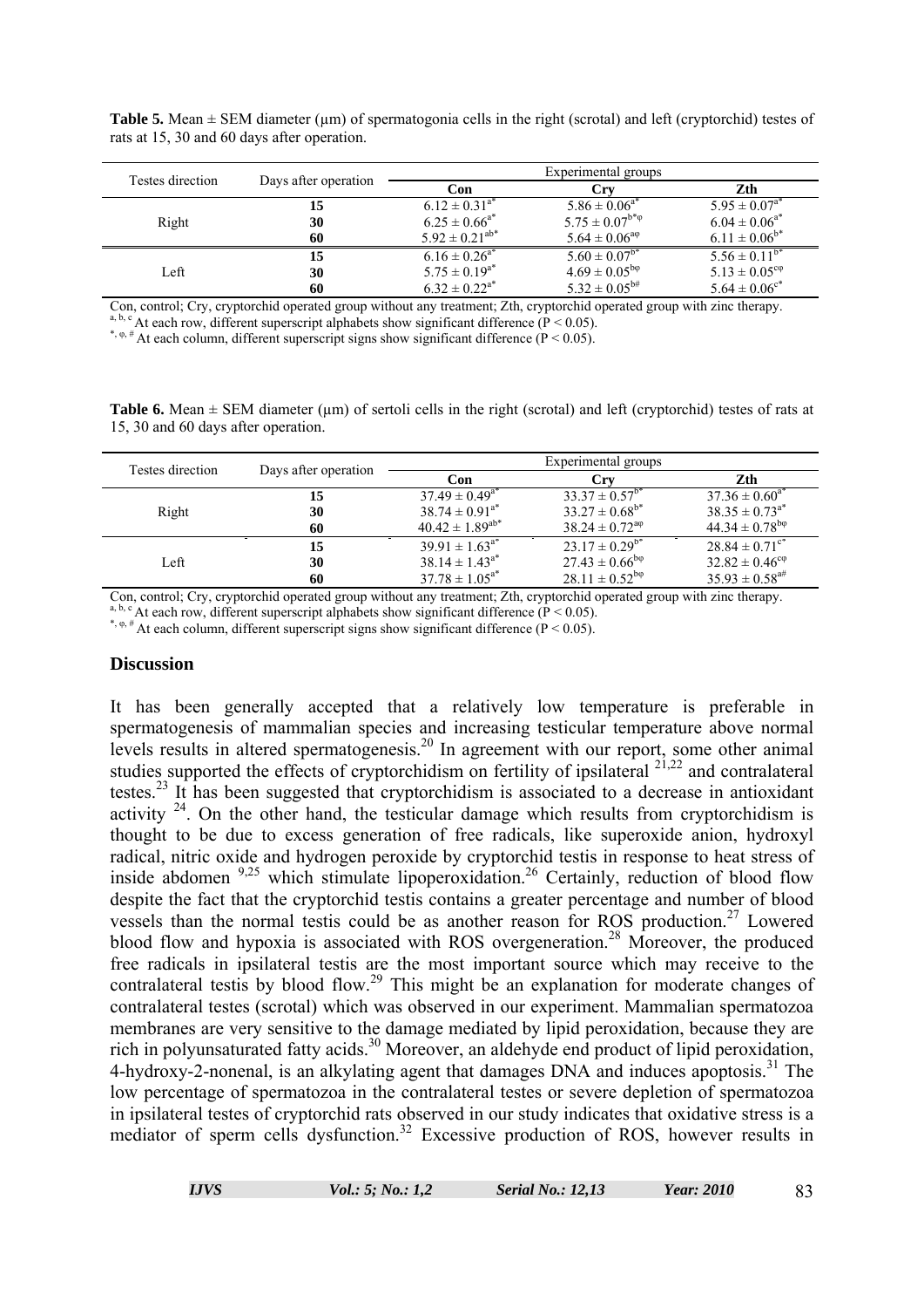**Table 5.** Mean ± SEM diameter (µm) of spermatogonia cells in the right (scrotal) and left (cryptorchid) testes of rats at 15, 30 and 60 days after operation.

| Testes direction | Days after operation | Experimental groups | | |
|---|---|---|---|---|
| | | **Con** | **Cry** | **Zth** |
| Right | **15** | $6.12 \pm 0.31^{a*}$ | $5.86 \pm 0.06^{a*}$ | $5.95 \pm 0.07^{a*}$ |
| | **30** | $6.25 \pm 0.66^{a*}$ | $5.75 \pm 0.07^{b*\varphi}$ | $6.04 \pm 0.06^{a*}$ |
| | **60** | $5.92 \pm 0.21^{ab*}$ | $5.64 \pm 0.06^{a\varphi}$ | $6.11 \pm 0.06^{b*}$ |
| Left | **15** | $6.16 \pm 0.26^{a*}$ | $5.60 \pm 0.07^{b*}$ | $5.56 \pm 0.11^{b*}$ |
| | **30** | $5.75 \pm 0.19^{a*}$ | $4.69 \pm 0.05^{b\varphi}$ | $5.13 \pm 0.05^{c\varphi}$ |
| | **60** | $6.32 \pm 0.22^{a*}$ | $5.32 \pm 0.05^{b\#}$ | $5.64 \pm 0.06^{c*}$ |

Con, control; Cry, cryptorchid operated group without any treatment; Zth, cryptorchid operated group with zinc therapy.
a, b, c At each row, different superscript alphabets show significant difference ($P < 0.05$).
*, φ, # At each column, different superscript signs show significant difference ($P < 0.05$).

**Table 6.** Mean ± SEM diameter (µm) of sertoli cells in the right (scrotal) and left (cryptorchid) testes of rats at 15, 30 and 60 days after operation.

| Testes direction | Days after operation | Experimental groups | | |
|---|---|---|---|---|
| | | **Con** | **Cry** | **Zth** |
| Right | **15** | $37.49 \pm 0.49^{a*}$ | $33.37 \pm 0.57^{b*}$ | $37.36 \pm 0.60^{a*}$ |
| | **30** | $38.74 \pm 0.91^{a*}$ | $33.27 \pm 0.68^{b*}$ | $38.35 \pm 0.73^{a*}$ |
| | **60** | $40.42 \pm 1.89^{ab*}$ | $38.24 \pm 0.72^{a\varphi}$ | $44.34 \pm 0.78^{b\varphi}$ |
| Left | **15** | $39.91 \pm 1.63^{a*}$ | $23.17 \pm 0.29^{b*}$ | $28.84 \pm 0.71^{c*}$ |
| | **30** | $38.14 \pm 1.43^{a*}$ | $27.43 \pm 0.66^{b\varphi}$ | $32.82 \pm 0.46^{c\varphi}$ |
| | **60** | $37.78 \pm 1.05^{a*}$ | $28.11 \pm 0.52^{b\varphi}$ | $35.93 \pm 0.58^{a\#}$ |

Con, control; Cry, cryptorchid operated group without any treatment; Zth, cryptorchid operated group with zinc therapy.
a, b, c At each row, different superscript alphabets show significant difference ($P < 0.05$).
*, φ, # At each column, different superscript signs show significant difference ($P < 0.05$).

## Discussion

It has been generally accepted that a relatively low temperature is preferable in spermatogenesis of mammalian species and increasing testicular temperature above normal levels results in altered spermatogenesis.[20] In agreement with our report, some other animal studies supported the effects of cryptorchidism on fertility of ipsilateral [21,22] and contralateral testes.[23] It has been suggested that cryptorchidism is associated to a decrease in antioxidant activity [24]. On the other hand, the testicular damage which results from cryptorchidism is thought to be due to excess generation of free radicals, like superoxide anion, hydroxyl radical, nitric oxide and hydrogen peroxide by cryptorchid testis in response to heat stress of inside abdomen [9,25] which stimulate lipoperoxidation.[26] Certainly, reduction of blood flow despite the fact that the cryptorchid testis contains a greater percentage and number of blood vessels than the normal testis could be as another reason for ROS production.[27] Lowered blood flow and hypoxia is associated with ROS overgeneration.[28] Moreover, the produced free radicals in ipsilateral testis are the most important source which may receive to the contralateral testis by blood flow.[29] This might be an explanation for moderate changes of contralateral testes (scrotal) which was observed in our experiment. Mammalian spermatozoa membranes are very sensitive to the damage mediated by lipid peroxidation, because they are rich in polyunsaturated fatty acids.[30] Moreover, an aldehyde end product of lipid peroxidation, 4-hydroxy-2-nonenal, is an alkylating agent that damages DNA and induces apoptosis.[31] The low percentage of spermatozoa in the contralateral testes or severe depletion of spermatozoa in ipsilateral testes of cryptorchid rats observed in our study indicates that oxidative stress is a mediator of sperm cells dysfunction.[32] Excessive production of ROS, however results in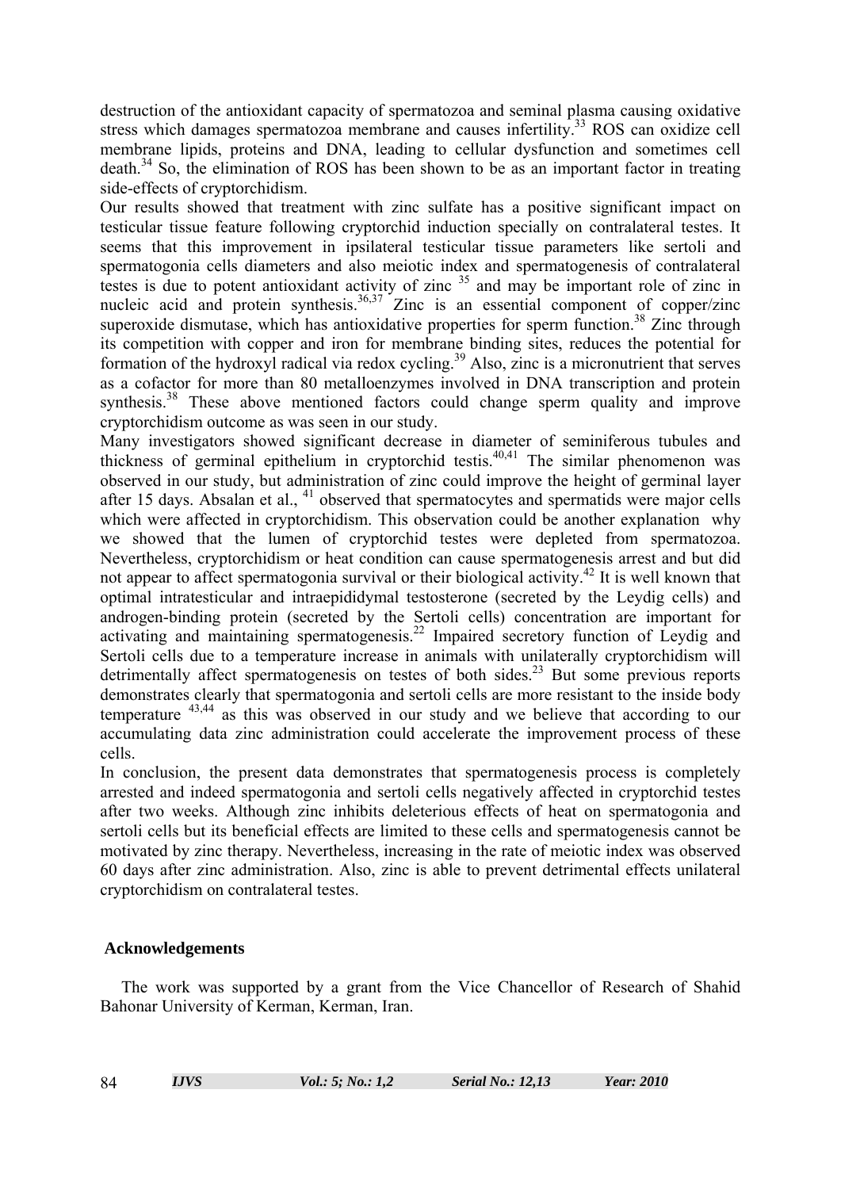destruction of the antioxidant capacity of spermatozoa and seminal plasma causing oxidative stress which damages spermatozoa membrane and causes infertility.[33] ROS can oxidize cell membrane lipids, proteins and DNA, leading to cellular dysfunction and sometimes cell death.[34] So, the elimination of ROS has been shown to be as an important factor in treating side-effects of cryptorchidism.

Our results showed that treatment with zinc sulfate has a positive significant impact on testicular tissue feature following cryptorchid induction specially on contralateral testes. It seems that this improvement in ipsilateral testicular tissue parameters like sertoli and spermatogonia cells diameters and also meiotic index and spermatogenesis of contralateral testes is due to potent antioxidant activity of zinc [35] and may be important role of zinc in nucleic acid and protein synthesis.[36,37] Zinc is an essential component of copper/zinc superoxide dismutase, which has antioxidative properties for sperm function.[38] Zinc through its competition with copper and iron for membrane binding sites, reduces the potential for formation of the hydroxyl radical via redox cycling.[39] Also, zinc is a micronutrient that serves as a cofactor for more than 80 metalloenzymes involved in DNA transcription and protein synthesis.[38] These above mentioned factors could change sperm quality and improve cryptorchidism outcome as was seen in our study.

Many investigators showed significant decrease in diameter of seminiferous tubules and thickness of germinal epithelium in cryptorchid testis.[40,41] The similar phenomenon was observed in our study, but administration of zinc could improve the height of germinal layer after 15 days. Absalan et al., [41] observed that spermatocytes and spermatids were major cells which were affected in cryptorchidism. This observation could be another explanation why we showed that the lumen of cryptorchid testes were depleted from spermatozoa. Nevertheless, cryptorchidism or heat condition can cause spermatogenesis arrest and but did not appear to affect spermatogonia survival or their biological activity.[42] It is well known that optimal intratesticular and intraepididymal testosterone (secreted by the Leydig cells) and androgen-binding protein (secreted by the Sertoli cells) concentration are important for activating and maintaining spermatogenesis.[22] Impaired secretory function of Leydig and Sertoli cells due to a temperature increase in animals with unilaterally cryptorchidism will detrimentally affect spermatogenesis on testes of both sides.[23] But some previous reports demonstrates clearly that spermatogonia and sertoli cells are more resistant to the inside body temperature [43,44] as this was observed in our study and we believe that according to our accumulating data zinc administration could accelerate the improvement process of these cells.

In conclusion, the present data demonstrates that spermatogenesis process is completely arrested and indeed spermatogonia and sertoli cells negatively affected in cryptorchid testes after two weeks. Although zinc inhibits deleterious effects of heat on spermatogonia and sertoli cells but its beneficial effects are limited to these cells and spermatogenesis cannot be motivated by zinc therapy. Nevertheless, increasing in the rate of meiotic index was observed 60 days after zinc administration. Also, zinc is able to prevent detrimental effects unilateral cryptorchidism on contralateral testes.

## Acknowledgements

The work was supported by a grant from the Vice Chancellor of Research of Shahid Bahonar University of Kerman, Kerman, Iran.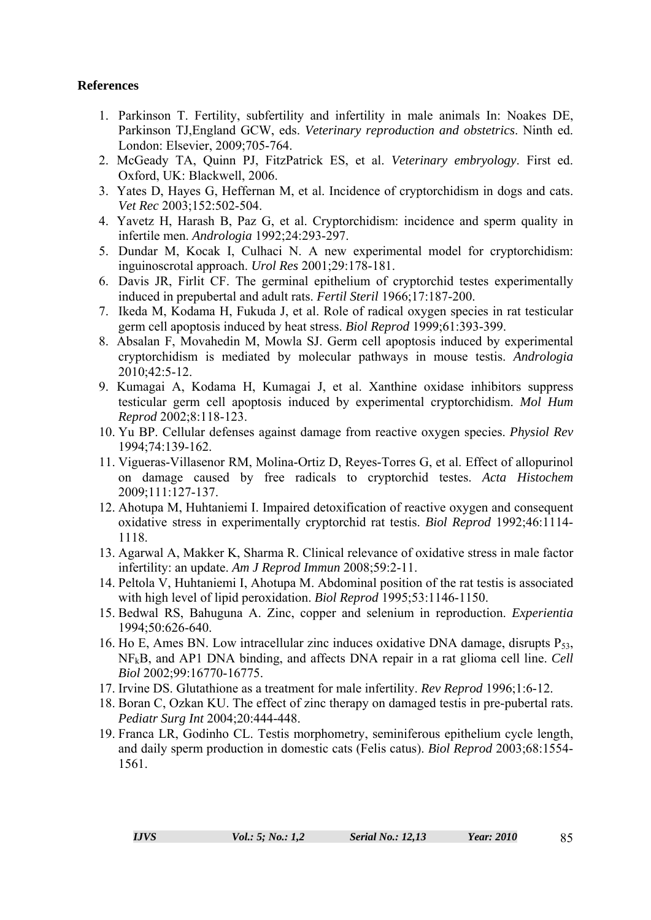## References

1. Parkinson T. Fertility, subfertility and infertility in male animals In: Noakes DE, Parkinson TJ,England GCW, eds. *Veterinary reproduction and obstetrics*. Ninth ed. London: Elsevier, 2009;705-764.
2. McGeady TA, Quinn PJ, FitzPatrick ES, et al. *Veterinary embryology*. First ed. Oxford, UK: Blackwell, 2006.
3. Yates D, Hayes G, Heffernan M, et al. Incidence of cryptorchidism in dogs and cats. *Vet Rec* 2003;152:502-504.
4. Yavetz H, Harash B, Paz G, et al. Cryptorchidism: incidence and sperm quality in infertile men. *Andrologia* 1992;24:293-297.
5. Dundar M, Kocak I, Culhaci N. A new experimental model for cryptorchidism: inguinoscrotal approach. *Urol Res* 2001;29:178-181.
6. Davis JR, Firlit CF. The germinal epithelium of cryptorchid testes experimentally induced in prepubertal and adult rats. *Fertil Steril* 1966;17:187-200.
7. Ikeda M, Kodama H, Fukuda J, et al. Role of radical oxygen species in rat testicular germ cell apoptosis induced by heat stress. *Biol Reprod* 1999;61:393-399.
8. Absalan F, Movahedin M, Mowla SJ. Germ cell apoptosis induced by experimental cryptorchidism is mediated by molecular pathways in mouse testis. *Andrologia* 2010;42:5-12.
9. Kumagai A, Kodama H, Kumagai J, et al. Xanthine oxidase inhibitors suppress testicular germ cell apoptosis induced by experimental cryptorchidism. *Mol Hum Reprod* 2002;8:118-123.
10. Yu BP. Cellular defenses against damage from reactive oxygen species. *Physiol Rev* 1994;74:139-162.
11. Vigueras-Villasenor RM, Molina-Ortiz D, Reyes-Torres G, et al. Effect of allopurinol on damage caused by free radicals to cryptorchid testes. *Acta Histochem* 2009;111:127-137.
12. Ahotupa M, Huhtaniemi I. Impaired detoxification of reactive oxygen and consequent oxidative stress in experimentally cryptorchid rat testis. *Biol Reprod* 1992;46:1114-1118.
13. Agarwal A, Makker K, Sharma R. Clinical relevance of oxidative stress in male factor infertility: an update. *Am J Reprod Immun* 2008;59:2-11.
14. Peltola V, Huhtaniemi I, Ahotupa M. Abdominal position of the rat testis is associated with high level of lipid peroxidation. *Biol Reprod* 1995;53:1146-1150.
15. Bedwal RS, Bahuguna A. Zinc, copper and selenium in reproduction. *Experientia* 1994;50:626-640.
16. Ho E, Ames BN. Low intracellular zinc induces oxidative DNA damage, disrupts $P_{53}$, $NF_kB$, and AP1 DNA binding, and affects DNA repair in a rat glioma cell line. *Cell Biol* 2002;99:16770-16775.
17. Irvine DS. Glutathione as a treatment for male infertility. *Rev Reprod* 1996;1:6-12.
18. Boran C, Ozkan KU. The effect of zinc therapy on damaged testis in pre-pubertal rats. *Pediatr Surg Int* 2004;20:444-448.
19. Franca LR, Godinho CL. Testis morphometry, seminiferous epithelium cycle length, and daily sperm production in domestic cats (Felis catus). *Biol Reprod* 2003;68:1554-1561.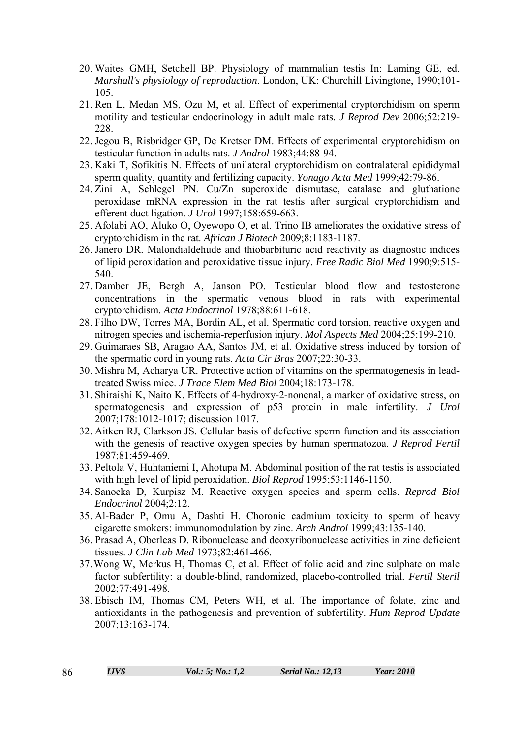20. Waites GMH, Setchell BP. Physiology of mammalian testis In: Laming GE, ed. *Marshall's physiology of reproduction*. London, UK: Churchill Livingtone, 1990;101-105.
21. Ren L, Medan MS, Ozu M, et al. Effect of experimental cryptorchidism on sperm motility and testicular endocrinology in adult male rats. *J Reprod Dev* 2006;52:219-228.
22. Jegou B, Risbridger GP, De Kretser DM. Effects of experimental cryptorchidism on testicular function in adults rats. *J Androl* 1983;44:88-94.
23. Kaki T, Sofikitis N. Effects of unilateral cryptorchidism on contralateral epididymal sperm quality, quantity and fertilizing capacity. *Yonago Acta Med* 1999;42:79-86.
24. Zini A, Schlegel PN. Cu/Zn superoxide dismutase, catalase and gluthatione peroxidase mRNA expression in the rat testis after surgical cryptorchidism and efferent duct ligation. *J Urol* 1997;158:659-663.
25. Afolabi AO, Aluko O, Oyewopo O, et al. Trino IB ameliorates the oxidative stress of cryptorchidism in the rat. *African J Biotech* 2009;8:1183-1187.
26. Janero DR. Malondialdehude and thiobarbituric acid reactivity as diagnostic indices of lipid peroxidation and peroxidative tissue injury. *Free Radic Biol Med* 1990;9:515-540.
27. Damber JE, Bergh A, Janson PO. Testicular blood flow and testosterone concentrations in the spermatic venous blood in rats with experimental cryptorchidism. *Acta Endocrinol* 1978;88:611-618.
28. Filho DW, Torres MA, Bordin AL, et al. Spermatic cord torsion, reactive oxygen and nitrogen species and ischemia-reperfusion injury. *Mol Aspects Med* 2004;25:199-210.
29. Guimaraes SB, Aragao AA, Santos JM, et al. Oxidative stress induced by torsion of the spermatic cord in young rats. *Acta Cir Bras* 2007;22:30-33.
30. Mishra M, Acharya UR. Protective action of vitamins on the spermatogenesis in lead-treated Swiss mice. *J Trace Elem Med Biol* 2004;18:173-178.
31. Shiraishi K, Naito K. Effects of 4-hydroxy-2-nonenal, a marker of oxidative stress, on spermatogenesis and expression of p53 protein in male infertility. *J Urol* 2007;178:1012-1017; discussion 1017.
32. Aitken RJ, Clarkson JS. Cellular basis of defective sperm function and its association with the genesis of reactive oxygen species by human spermatozoa. *J Reprod Fertil* 1987;81:459-469.
33. Peltola V, Huhtaniemi I, Ahotupa M. Abdominal position of the rat testis is associated with high level of lipid peroxidation. *Biol Reprod* 1995;53:1146-1150.
34. Sanocka D, Kurpisz M. Reactive oxygen species and sperm cells. *Reprod Biol Endocrinol* 2004;2:12.
35. Al-Bader P, Omu A, Dashti H. Choronic cadmium toxicity to sperm of heavy cigarette smokers: immunomodulation by zinc. *Arch Androl* 1999;43:135-140.
36. Prasad A, Oberleas D. Ribonuclease and deoxyribonuclease activities in zinc deficient tissues. *J Clin Lab Med* 1973;82:461-466.
37. Wong W, Merkus H, Thomas C, et al. Effect of folic acid and zinc sulphate on male factor subfertility: a double-blind, randomized, placebo-controlled trial. *Fertil Steril* 2002;77:491-498.
38. Ebisch IM, Thomas CM, Peters WH, et al. The importance of folate, zinc and antioxidants in the pathogenesis and prevention of subfertility. *Hum Reprod Update* 2007;13:163-174.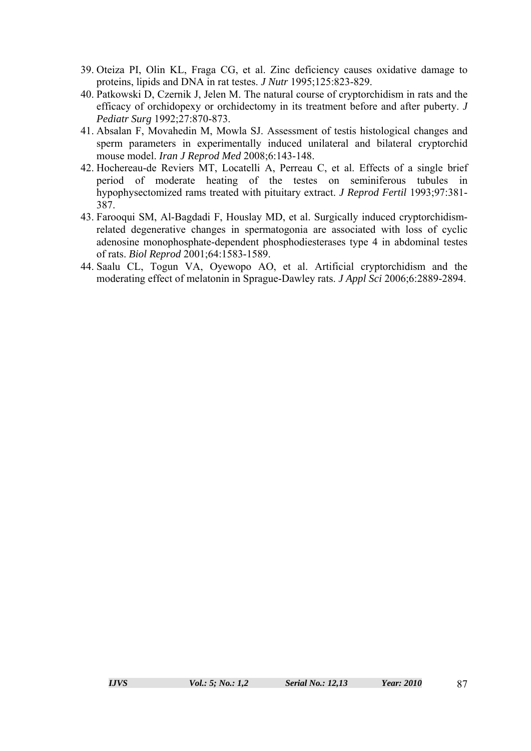39. Oteiza PI, Olin KL, Fraga CG, et al. Zinc deficiency causes oxidative damage to proteins, lipids and DNA in rat testes. *J Nutr* 1995;125:823-829.
40. Patkowski D, Czernik J, Jelen M. The natural course of cryptorchidism in rats and the efficacy of orchidopexy or orchidectomy in its treatment before and after puberty. *J Pediatr Surg* 1992;27:870-873.
41. Absalan F, Movahedin M, Mowla SJ. Assessment of testis histological changes and sperm parameters in experimentally induced unilateral and bilateral cryptorchid mouse model. *Iran J Reprod Med* 2008;6:143-148.
42. Hochereau-de Reviers MT, Locatelli A, Perreau C, et al. Effects of a single brief period of moderate heating of the testes on seminiferous tubules in hypophysectomized rams treated with pituitary extract. *J Reprod Fertil* 1993;97:381-387.
43. Farooqui SM, Al-Bagdadi F, Houslay MD, et al. Surgically induced cryptorchidism-related degenerative changes in spermatogonia are associated with loss of cyclic adenosine monophosphate-dependent phosphodiesterases type 4 in abdominal testes of rats. *Biol Reprod* 2001;64:1583-1589.
44. Saalu CL, Togun VA, Oyewopo AO, et al. Artificial cryptorchidism and the moderating effect of melatonin in Sprague-Dawley rats. *J Appl Sci* 2006;6:2889-2894.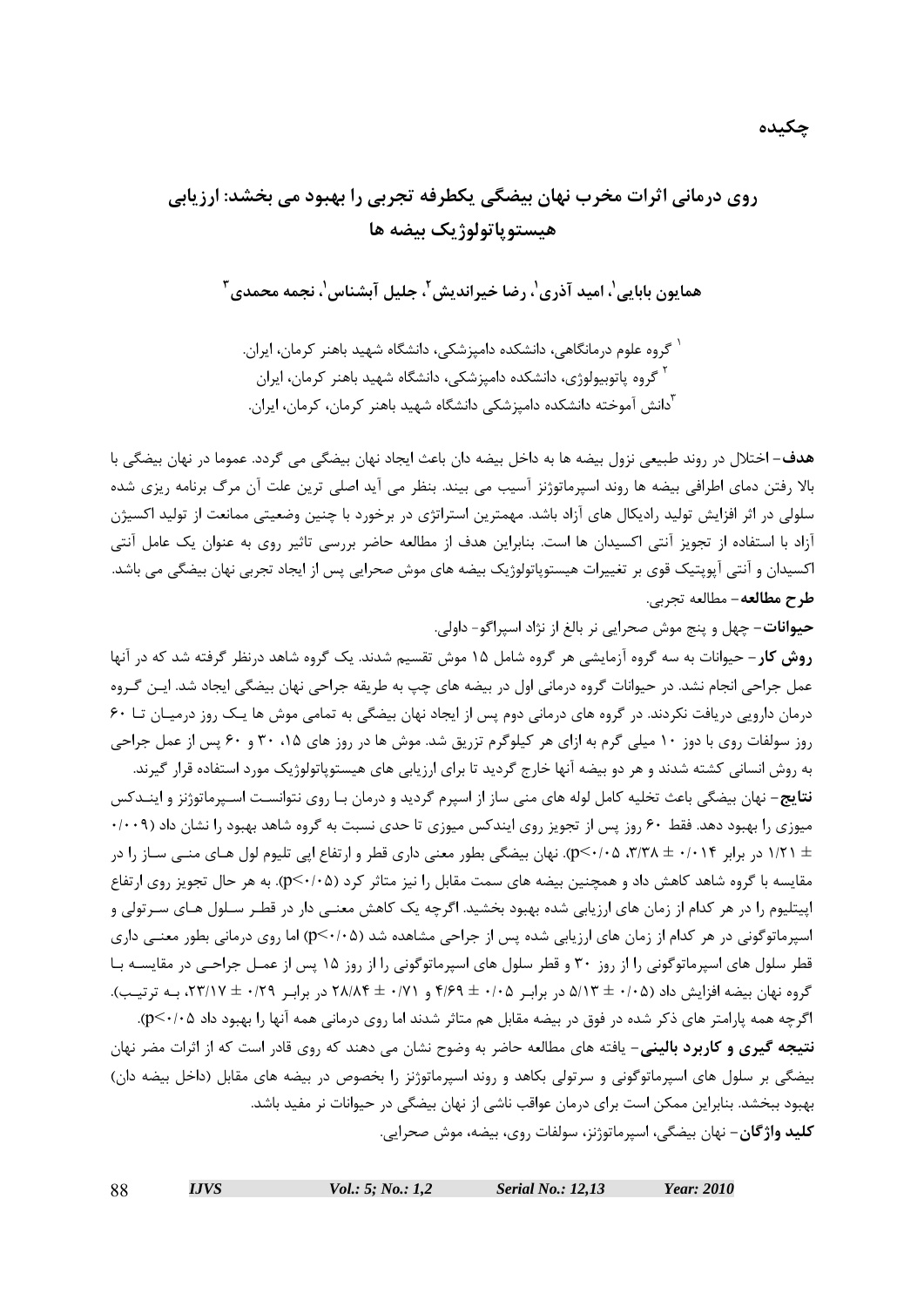# چکیده

## روی درمانی اثرات مخرب نهان بیضگی یکطرفه تجربی را بهبود می بخشد: ارزیابی هیستوپاتولوژیک بیضه ها

**همایون بابایی[1]، امید آذری[1]، رضا خیراندیش[2]، جلیل آبشناس[1]، نجمه محمدی[3]**

[1] گروه علوم درمانگاهی، دانشکده دامپزشکی، دانشگاه شهید باهنر کرمان، ایران.
[2] گروه پاتوبیولوژی، دانشکده دامپزشکی، دانشگاه شهید باهنر کرمان، ایران
[3]دانش آموخته دانشکده دامپزشکی دانشگاه شهید باهنر کرمان، کرمان، ایران.

**هدف**- اختلال در روند طبیعی نزول بیضه ها به داخل بیضه دان باعث ایجاد نهان بیضگی می گردد. عموما در نهان بیضگی با بالا رفتن دمای اطرافی بیضه ها روند اسپرماتوژنز آسیب می بیند. بنظر می آید اصلی ترین علت آن مرگ برنامه ریزی شده سلولی در اثر افزایش تولید رادیکال های آزاد باشد. مهمترین استراتژی در برخورد با چنین وضعیتی ممانعت از تولید اکسیژن آزاد با استفاده از تجویز آنتی اکسیدان ها است. بنابراین هدف از مطالعه حاضر بررسی تاثیر روی به عنوان یک عامل آنتی اکسیدان و آنتی آپوپتیک قوی بر تغییرات هیستوپاتولوژیک بیضه های موش صحرایی پس از ایجاد تجربی نهان بیضگی می باشد.

**طرح مطالعه**- مطالعه تجربی.

**حیوانات**- چهل و پنج موش صحرایی نر بالغ از نژاد اسپراگو- داولی.

**روش کار**- حیوانات به سه گروه آزمایشی هر گروه شامل ۱۵ موش تقسیم شدند. یک گروه شاهد درنظر گرفته شد که در آنها عمل جراحی انجام نشد. در حیوانات گروه درمانی اول در بیضه های چپ به طریقه جراحی نهان بیضگی ایجاد شد. این گروه درمان دارویی دریافت نکردند. در گروه های درمانی دوم پس از ایجاد نهان بیضگی به تمامی موش ها یک روز درمیان تا ۶۰ روز سولفات روی با دوز ۱۰ میلی گرم به ازای هر کیلوگرم تزریق شد. موش ها در روز های ۱۵، ۳۰ و ۶۰ پس از عمل جراحی به روش انسانی کشته شدند و هر دو بیضه آنها خارج گردید تا برای ارزیابی های هیستوپاتولوژیک مورد استفاده قرار گیرند.

**نتایج**- نهان بیضگی باعث تخلیه کامل لوله های منی ساز از اسپرم گردید و درمان با روی نتوانست اسپرماتوژنز و ایندکس میوزی را بهبود دهد. فقط ۶۰ روز پس از تجویز روی ایندکس میوزی تا حدی نسبت به گروه شاهد بهبود را نشان داد (۰/۰۰۹ ± ۱/۲۱ در برابر ۰/۰۱۴ ± ۳/۳۸، $p<0.05$). نهان بیضگی بطور معنی داری قطر و ارتفاع اپی تلیوم لول های منی ساز را در مقایسه با گروه شاهد کاهش داد و همچنین بیضه های سمت مقابل را نیز متاثر کرد ($p<0.05$). به هر حال تجویز روی ارتفاع اپیتلیوم را در هر کدام از زمان های ارزیابی شده بهبود بخشید. اگرچه یک کاهش معنی دار در قطر سلول های سرتولی و اسپرماتوگونی در هر کدام از زمان های ارزیابی شده پس از جراحی مشاهده شد ($p<0.05$) اما روی درمانی بطور معنی داری قطر سلول های اسپرماتوگونی را از روز ۳۰ و قطر سلول های اسپرماتوگونی را از روز ۱۵ پس از عمل جراحی در مقایسه با گروه نهان بیضه افزایش داد (۰/۰۵ ± ۵/۱۳ در برابر ۰/۰۵ ± ۴/۶۹ و ۰/۷۱ ± ۲۸/۸۴ در برابر ۰/۲۹ ± ۲۳/۱۷، به ترتیب). اگرچه همه پارامتر های ذکر شده در فوق در بیضه مقابل هم متاثر شدند اما روی درمانی همه آنها را بهبود داد $p<0.05$).

**نتیجه گیری و کاربرد بالینی**- یافته های مطالعه حاضر به وضوح نشان می دهند که روی قادر است که از اثرات مضر نهان بیضگی بر سلول های اسپرماتوگونی و سرتولی بکاهد و روند اسپرماتوژنز را بخصوص در بیضه های مقابل (داخل بیضه دان) بهبود ببخشد. بنابراین ممکن است برای درمان عواقب ناشی از نهان بیضگی در حیوانات نر مفید باشد.

**کلید واژگان**- نهان بیضگی، اسپرماتوژنز، سولفات روی، بیضه، موش صحرایی.